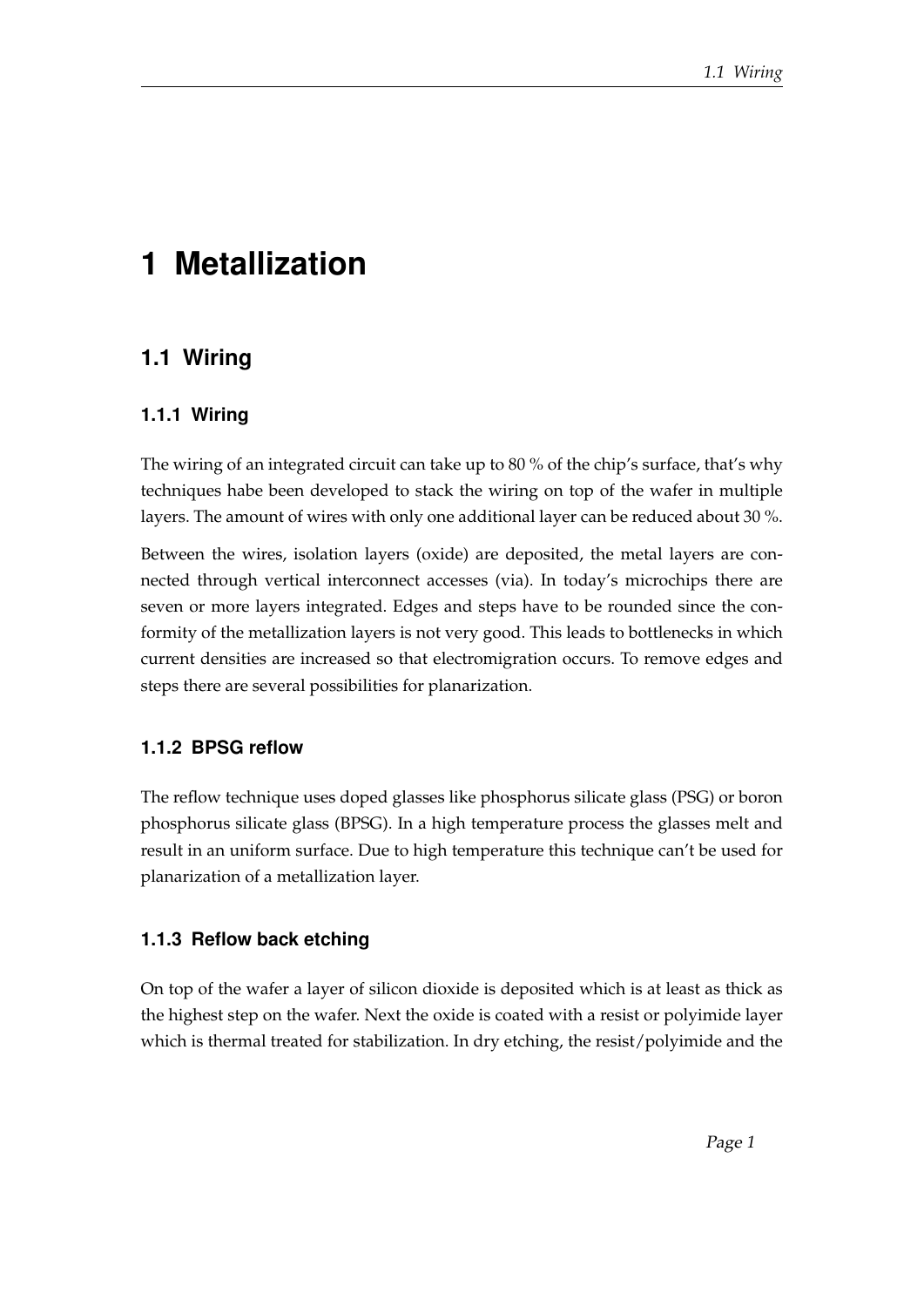# 1 Metallization

## 1.1 Wiring

### 1.1.1 Wiring

The wiring of an integrated circuit can take up to 80 % of the chip's surface, that's why techniques habe been developed to stack the wiring on top of the wafer in multiple layers. The amount of wires with only one additional layer can be reduced about 30 %.

Between the wires, isolation layers (oxide) are deposited, the metal layers are connected through vertical interconnect accesses (via). In today's microchips there are seven or more layers integrated. Edges and steps have to be rounded since the conformity of the metallization layers is not very good. This leads to bottlenecks in which current densities are increased so that electromigration occurs. To remove edges and steps there are several possibilities for planarization.

### 1.1.2 BPSG reflow

The reflow technique uses doped glasses like phosphorus silicate glass (PSG) or boron phosphorus silicate glass (BPSG). In a high temperature process the glasses melt and result in an uniform surface. Due to high temperature this technique can't be used for planarization of a metallization layer.

### 1.1.3 Reflow back etching

On top of the wafer a layer of silicon dioxide is deposited which is at least as thick as the highest step on the wafer. Next the oxide is coated with a resist or polyimide layer which is thermal treated for stabilization. In dry etching, the resist/polyimide and the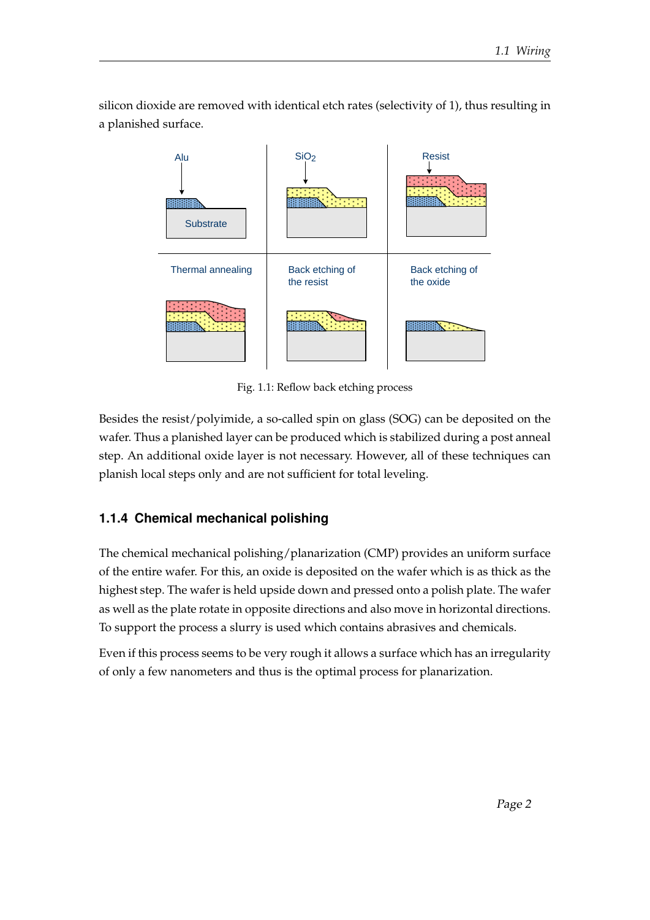silicon dioxide are removed with identical etch rates (selectivity of 1), thus resulting in a planished surface.

Fig. 1.1: Reflow back etching process

Besides the resist/polyimide, a so-called spin on glass (SOG) can be deposited on the wafer. Thus a planished layer can be produced which is stabilized during a post anneal step. An additional oxide layer is not necessary. However, all of these techniques can planish local steps only and are not sufficient for total leveling.

### 1.1.4 Chemical mechanical polishing

The chemical mechanical polishing/planarization (CMP) provides an uniform surface of the entire wafer. For this, an oxide is deposited on the wafer which is as thick as the highest step. The wafer is held upside down and pressed onto a polish plate. The wafer as well as the plate rotate in opposite directions and also move in horizontal directions. To support the process a slurry is used which contains abrasives and chemicals.

Even if this process seems to be very rough it allows a surface which has an irregularity of only a few nanometers and thus is the optimal process for planarization.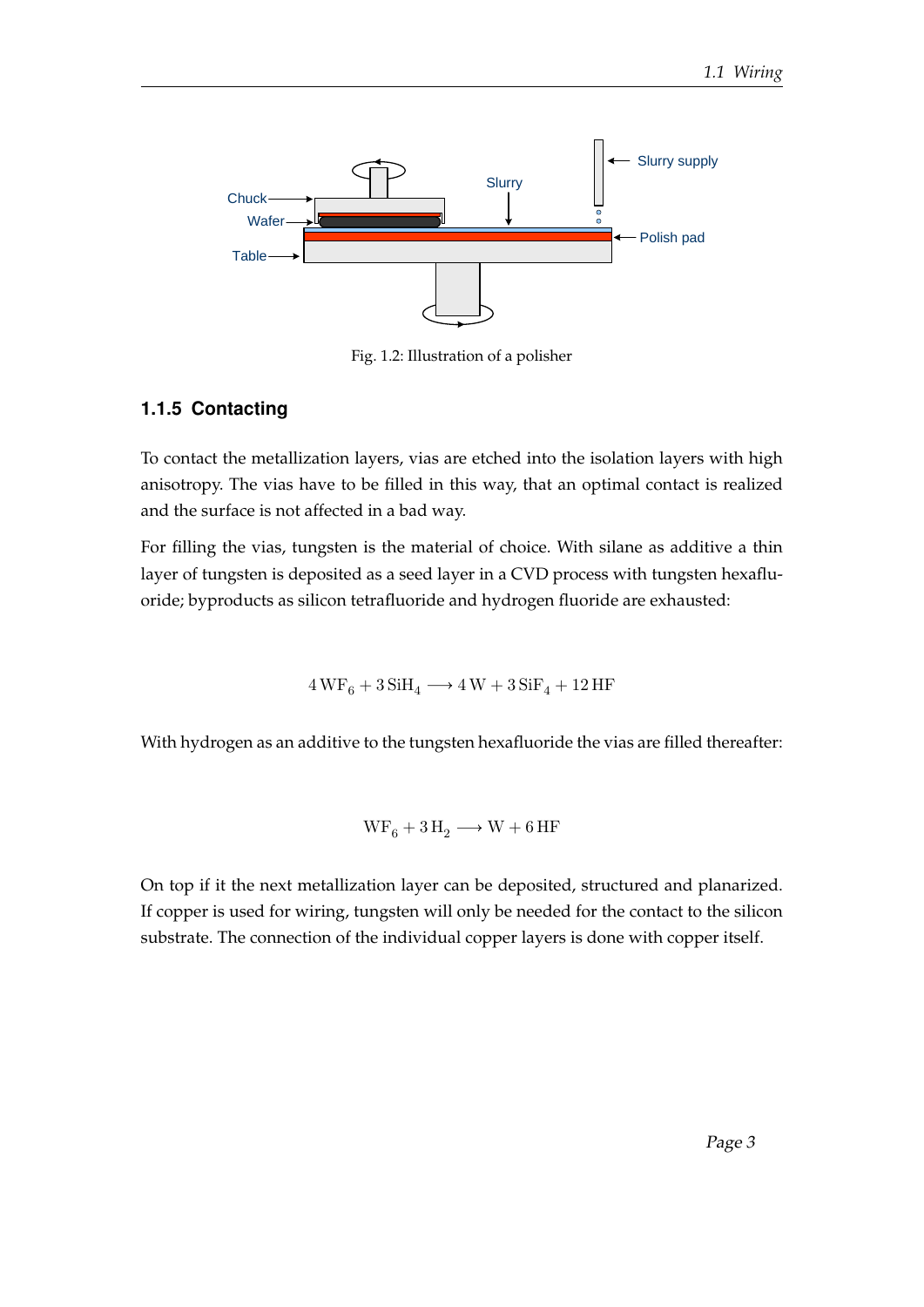Chuck

Wafer

Table

Slurry

Slurry supply

Polish pad

Fig. 1.2: Illustration of a polisher

### 1.1.5 Contacting

To contact the metallization layers, vias are etched into the isolation layers with high anisotropy. The vias have to be filled in this way, that an optimal contact is realized and the surface is not affected in a bad way.

For filling the vias, tungsten is the material of choice. With silane as additive a thin layer of tungsten is deposited as a seed layer in a CVD process with tungsten hexafluoride; byproducts as silicon tetrafluoride and hydrogen fluoride are exhausted:

$$4\,\mathrm{WF_6} + 3\,\mathrm{SiH_4} \longrightarrow 4\,\mathrm{W} + 3\,\mathrm{SiF_4} + 12\,\mathrm{HF}$$

With hydrogen as an additive to the tungsten hexafluoride the vias are filled thereafter:

$$\mathrm{WF_6} + 3\,\mathrm{H_2} \longrightarrow \mathrm{W} + 6\,\mathrm{HF}$$

On top if it the next metallization layer can be deposited, structured and planarized. If copper is used for wiring, tungsten will only be needed for the contact to the silicon substrate. The connection of the individual copper layers is done with copper itself.